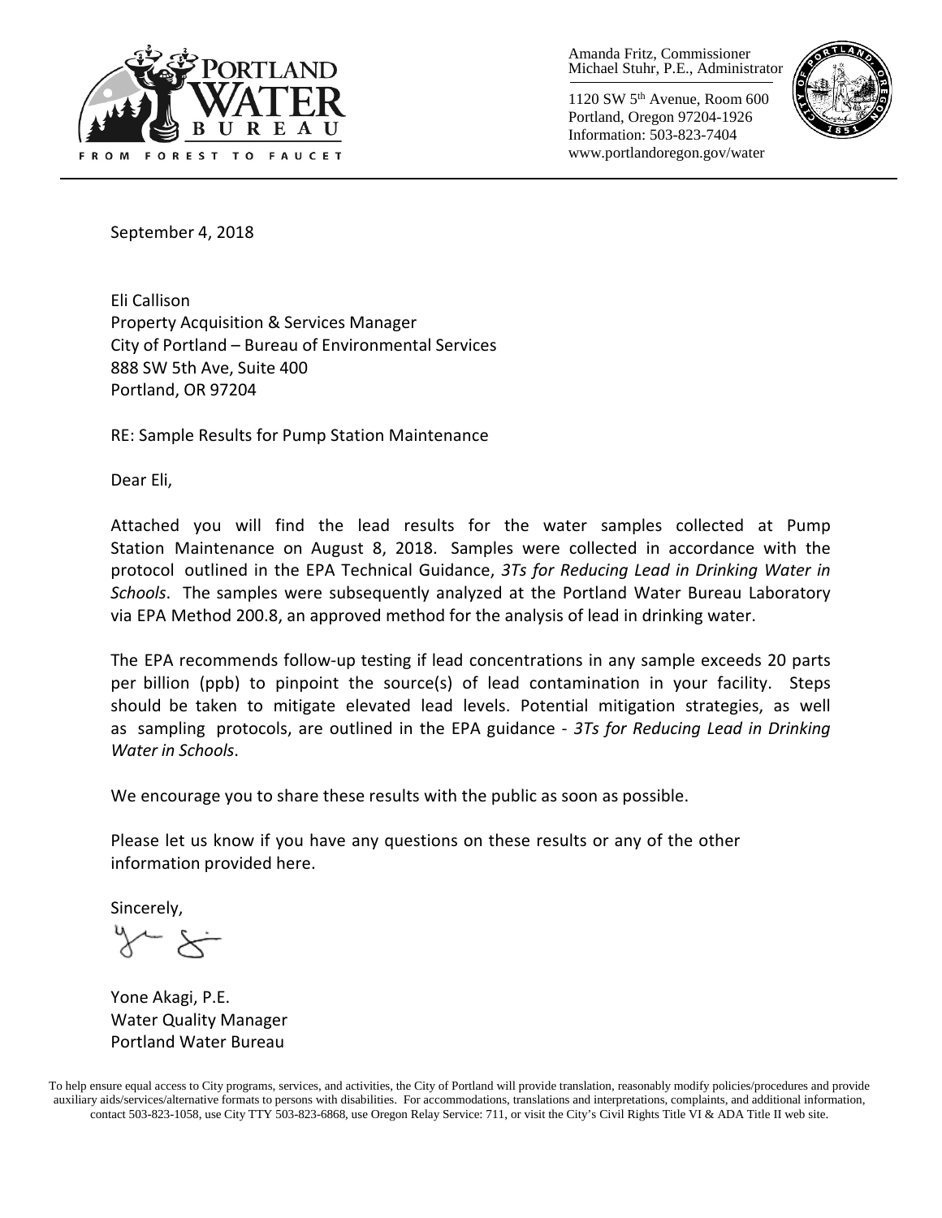PORTLAND WATER BUREAU

FROM FOREST TO FAUCET

Amanda Fritz, Commissioner
Michael Stuhr, P.E., Administrator

1120 SW 5th Avenue, Room 600
Portland, Oregon 97204-1926
Information: 503-823-7404
www.portlandoregon.gov/water

September 4, 2018

Eli Callison
Property Acquisition & Services Manager
City of Portland – Bureau of Environmental Services
888 SW 5th Ave, Suite 400
Portland, OR 97204

RE: Sample Results for Pump Station Maintenance

Dear Eli,

Attached you will find the lead results for the water samples collected at Pump Station Maintenance on August 8, 2018. Samples were collected in accordance with the protocol outlined in the EPA Technical Guidance, *3Ts for Reducing Lead in Drinking Water in Schools*. The samples were subsequently analyzed at the Portland Water Bureau Laboratory via EPA Method 200.8, an approved method for the analysis of lead in drinking water.

The EPA recommends follow-up testing if lead concentrations in any sample exceeds 20 parts per billion (ppb) to pinpoint the source(s) of lead contamination in your facility. Steps should be taken to mitigate elevated lead levels. Potential mitigation strategies, as well as sampling protocols, are outlined in the EPA guidance - *3Ts for Reducing Lead in Drinking Water in Schools*.

We encourage you to share these results with the public as soon as possible.

Please let us know if you have any questions on these results or any of the other information provided here.

Sincerely,

Yone Akagi, P.E.
Water Quality Manager
Portland Water Bureau

To help ensure equal access to City programs, services, and activities, the City of Portland will provide translation, reasonably modify policies/procedures and provide auxiliary aids/services/alternative formats to persons with disabilities. For accommodations, translations and interpretations, complaints, and additional information, contact 503-823-1058, use City TTY 503-823-6868, use Oregon Relay Service: 711, or visit the City's Civil Rights Title VI & ADA Title II web site.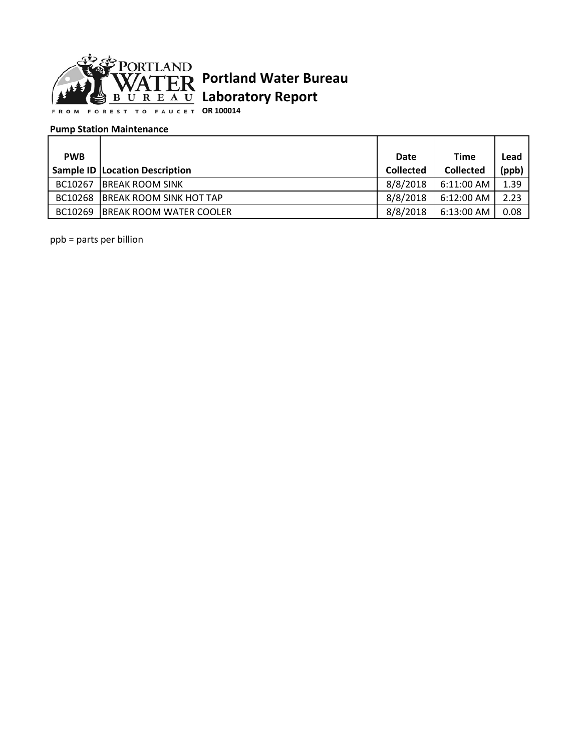# Portland Water Bureau
## Laboratory Report

**OR 100014**

**Pump Station Maintenance**

| PWB Sample ID | Location Description | Date Collected | Time Collected | Lead (ppb) |
|---|---|---|---|---|
| BC10267 | BREAK ROOM SINK | 8/8/2018 | 6:11:00 AM | 1.39 |
| BC10268 | BREAK ROOM SINK HOT TAP | 8/8/2018 | 6:12:00 AM | 2.23 |
| BC10269 | BREAK ROOM WATER COOLER | 8/8/2018 | 6:13:00 AM | 0.08 |

ppb = parts per billion